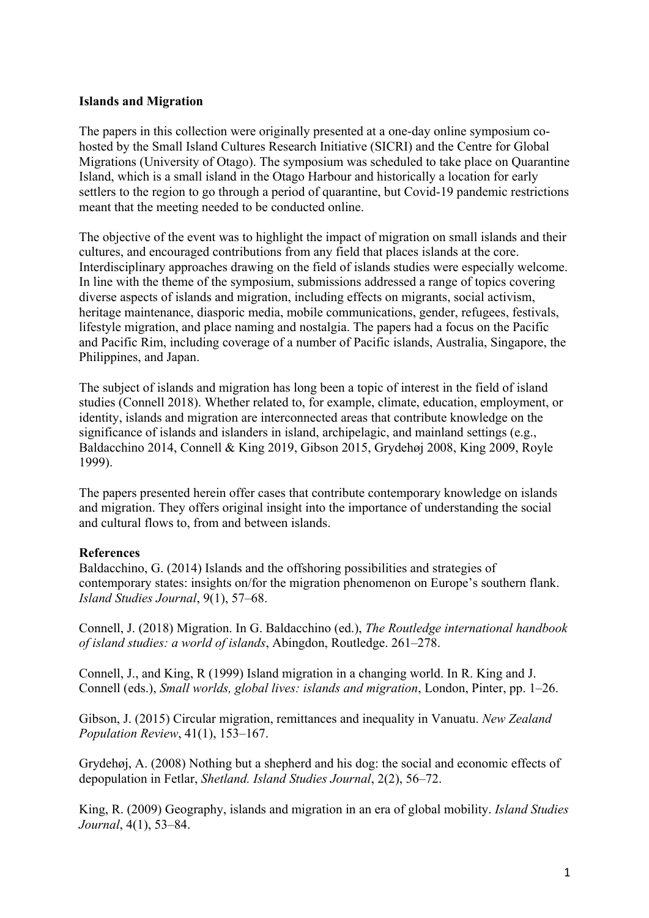**Islands and Migration**

The papers in this collection were originally presented at a one-day online symposium co-hosted by the Small Island Cultures Research Initiative (SICRI) and the Centre for Global Migrations (University of Otago). The symposium was scheduled to take place on Quarantine Island, which is a small island in the Otago Harbour and historically a location for early settlers to the region to go through a period of quarantine, but Covid-19 pandemic restrictions meant that the meeting needed to be conducted online.

The objective of the event was to highlight the impact of migration on small islands and their cultures, and encouraged contributions from any field that places islands at the core. Interdisciplinary approaches drawing on the field of islands studies were especially welcome. In line with the theme of the symposium, submissions addressed a range of topics covering diverse aspects of islands and migration, including effects on migrants, social activism, heritage maintenance, diasporic media, mobile communications, gender, refugees, festivals, lifestyle migration, and place naming and nostalgia. The papers had a focus on the Pacific and Pacific Rim, including coverage of a number of Pacific islands, Australia, Singapore, the Philippines, and Japan.

The subject of islands and migration has long been a topic of interest in the field of island studies (Connell 2018). Whether related to, for example, climate, education, employment, or identity, islands and migration are interconnected areas that contribute knowledge on the significance of islands and islanders in island, archipelagic, and mainland settings (e.g., Baldacchino 2014, Connell & King 2019, Gibson 2015, Grydehøj 2008, King 2009, Royle 1999).

The papers presented herein offer cases that contribute contemporary knowledge on islands and migration. They offers original insight into the importance of understanding the social and cultural flows to, from and between islands.

**References**

Baldacchino, G. (2014) Islands and the offshoring possibilities and strategies of contemporary states: insights on/for the migration phenomenon on Europe's southern flank. *Island Studies Journal*, 9(1), 57–68.

Connell, J. (2018) Migration. In G. Baldacchino (ed.), *The Routledge international handbook of island studies: a world of islands*, Abingdon, Routledge. 261–278.

Connell, J., and King, R (1999) Island migration in a changing world. In R. King and J. Connell (eds.), *Small worlds, global lives: islands and migration*, London, Pinter, pp. 1–26.

Gibson, J. (2015) Circular migration, remittances and inequality in Vanuatu. *New Zealand Population Review*, 41(1), 153–167.

Grydehøj, A. (2008) Nothing but a shepherd and his dog: the social and economic effects of depopulation in Fetlar, *Shetland. Island Studies Journal*, 2(2), 56–72.

King, R. (2009) Geography, islands and migration in an era of global mobility. *Island Studies Journal*, 4(1), 53–84.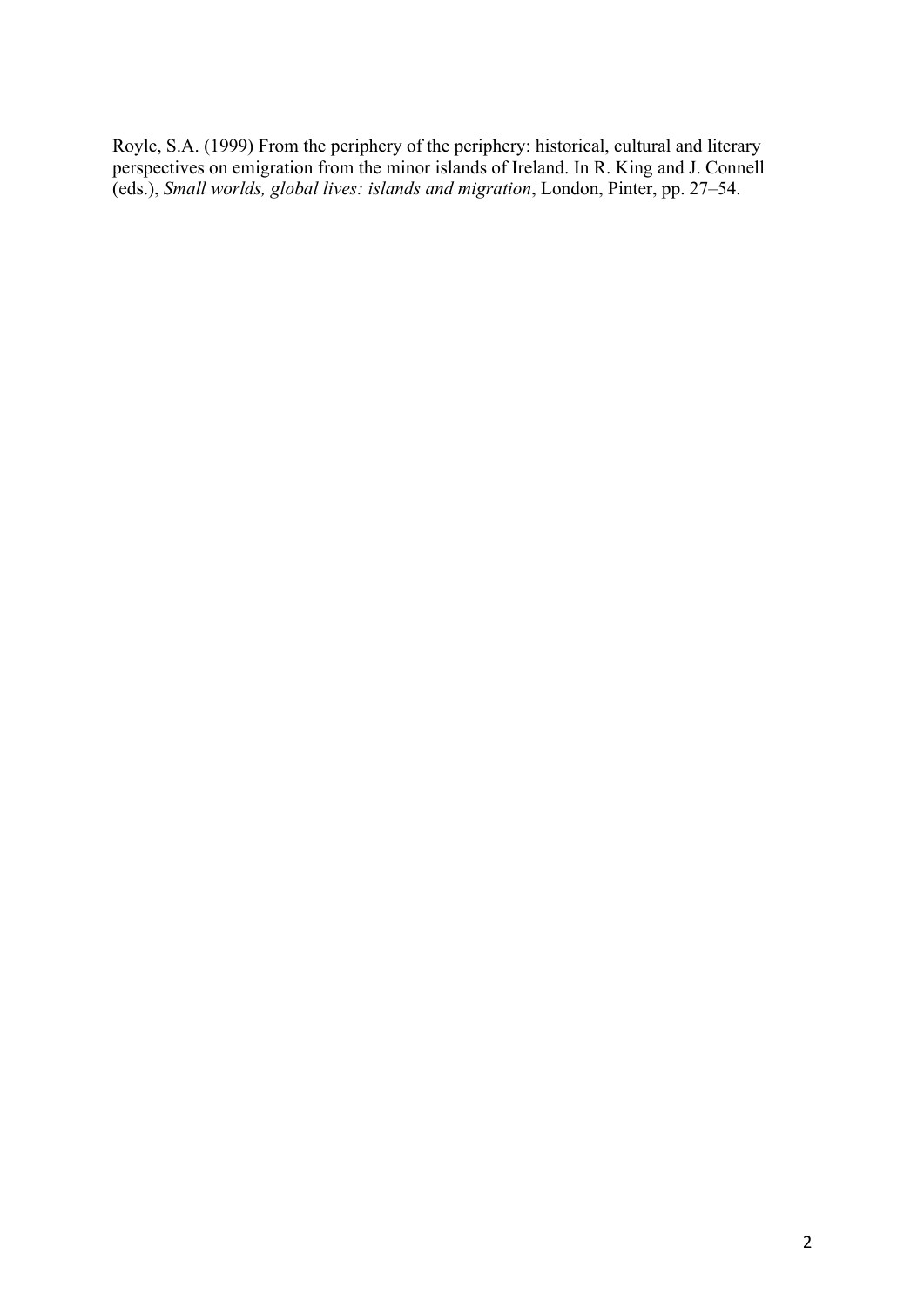Royle, S.A. (1999) From the periphery of the periphery: historical, cultural and literary perspectives on emigration from the minor islands of Ireland. In R. King and J. Connell (eds.), *Small worlds, global lives: islands and migration*, London, Pinter, pp. 27–54.